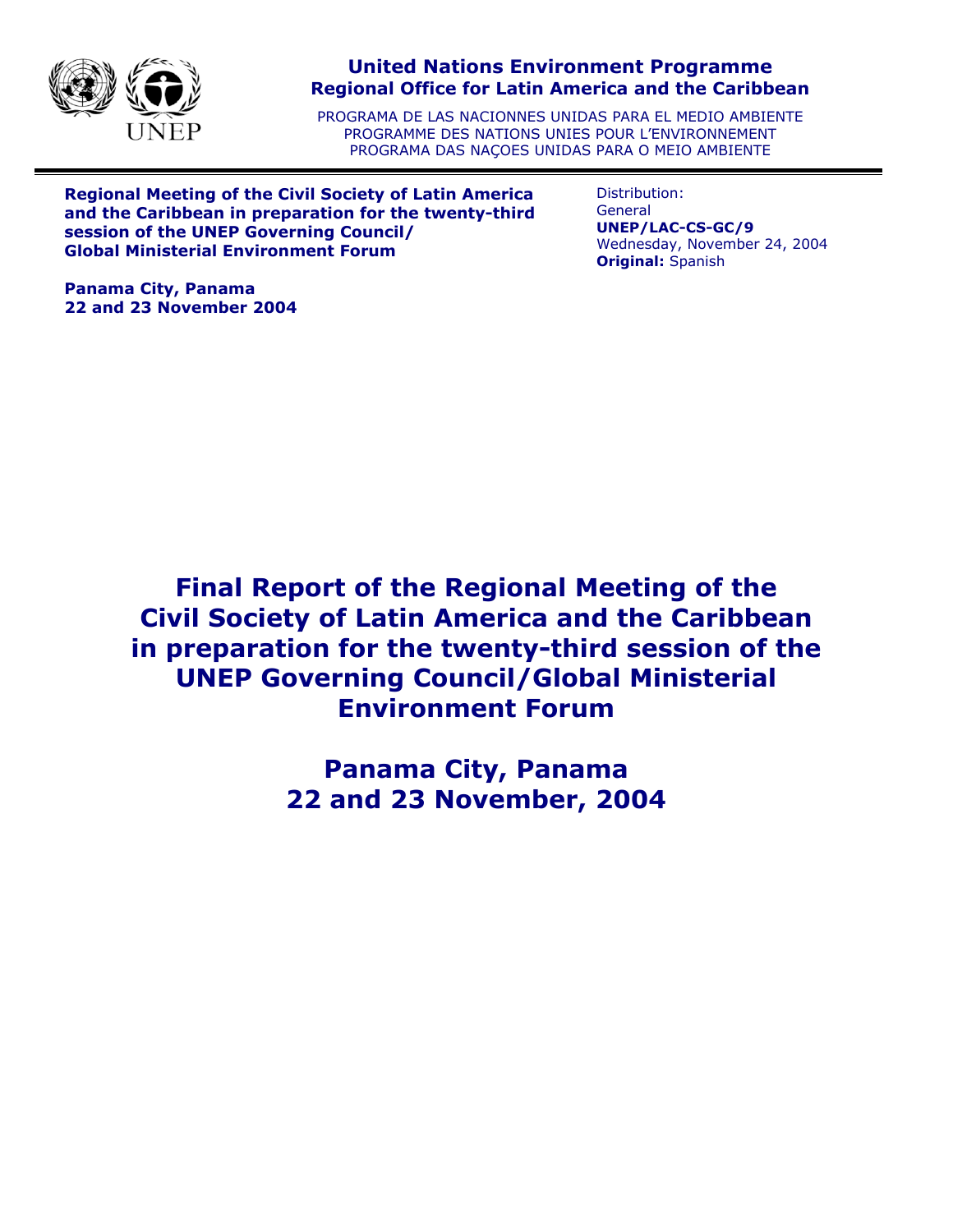**United Nations Environment Programme**
**Regional Office for Latin America and the Caribbean**

PROGRAMA DE LAS NACIONNES UNIDAS PARA EL MEDIO AMBIENTE
PROGRAMME DES NATIONS UNIES POUR L'ENVIRONNEMENT
PROGRAMA DAS NAÇOES UNIDAS PARA O MEIO AMBIENTE

**Regional Meeting of the Civil Society of Latin America and the Caribbean in preparation for the twenty-third session of the UNEP Governing Council/ Global Ministerial Environment Forum**

**Panama City, Panama**
**22 and 23 November 2004**

Distribution:
General
**UNEP/LAC-CS-GC/9**
Wednesday, November 24, 2004
**Original:** Spanish

# Final Report of the Regional Meeting of the Civil Society of Latin America and the Caribbean in preparation for the twenty-third session of the UNEP Governing Council/Global Ministerial Environment Forum

## Panama City, Panama
## 22 and 23 November, 2004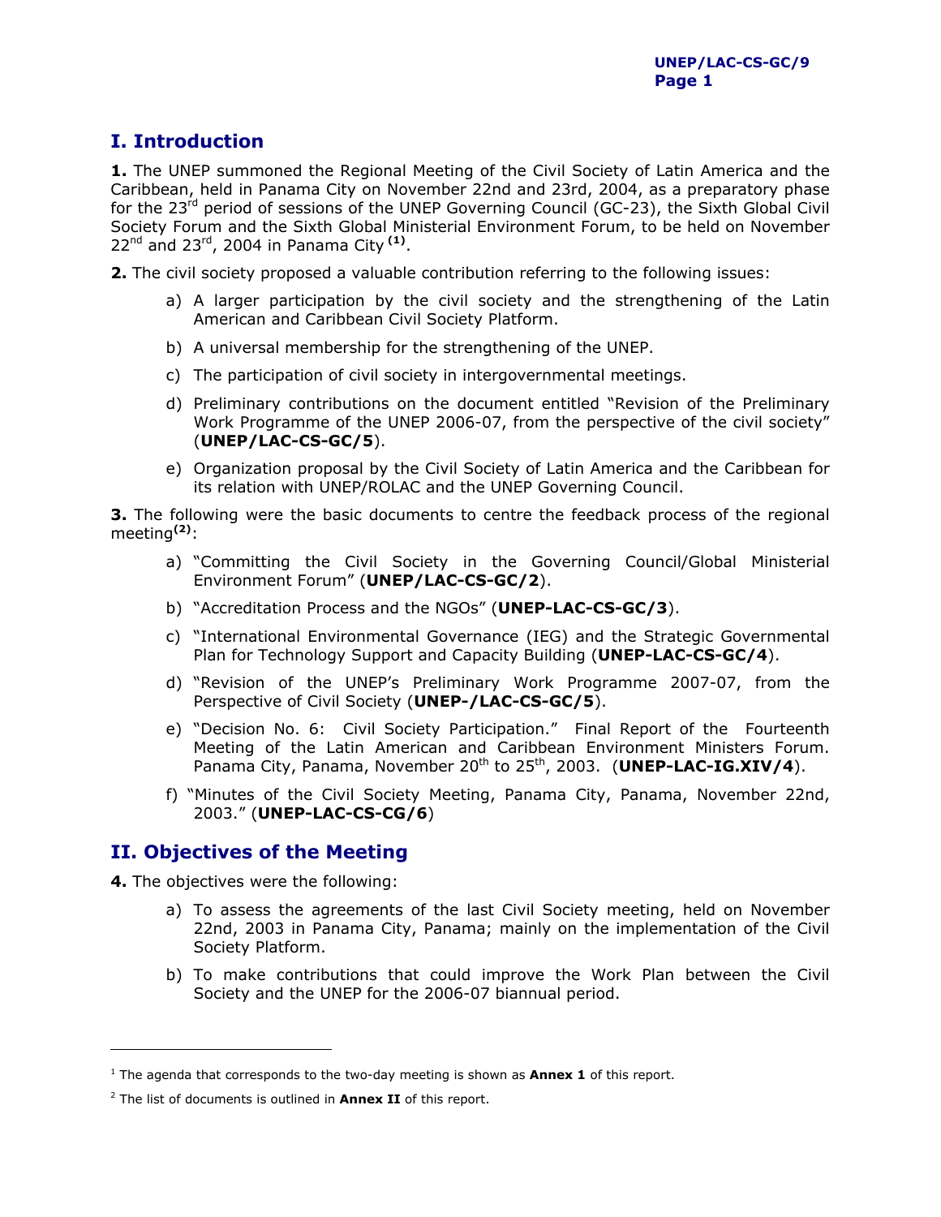## I. Introduction

**1.** The UNEP summoned the Regional Meeting of the Civil Society of Latin America and the Caribbean, held in Panama City on November 22nd and 23rd, 2004, as a preparatory phase for the 23rd period of sessions of the UNEP Governing Council (GC-23), the Sixth Global Civil Society Forum and the Sixth Global Ministerial Environment Forum, to be held on November 22nd and 23rd, 2004 in Panama City [(1)].

**2.** The civil society proposed a valuable contribution referring to the following issues:

a) A larger participation by the civil society and the strengthening of the Latin American and Caribbean Civil Society Platform.

b) A universal membership for the strengthening of the UNEP.

c) The participation of civil society in intergovernmental meetings.

d) Preliminary contributions on the document entitled "Revision of the Preliminary Work Programme of the UNEP 2006-07, from the perspective of the civil society" (**UNEP/LAC-CS-GC/5**).

e) Organization proposal by the Civil Society of Latin America and the Caribbean for its relation with UNEP/ROLAC and the UNEP Governing Council.

**3.** The following were the basic documents to centre the feedback process of the regional meeting[(2)]:

a) "Committing the Civil Society in the Governing Council/Global Ministerial Environment Forum" (**UNEP/LAC-CS-GC/2**).

b) "Accreditation Process and the NGOs" (**UNEP-LAC-CS-GC/3**).

c) "International Environmental Governance (IEG) and the Strategic Governmental Plan for Technology Support and Capacity Building (**UNEP-LAC-CS-GC/4**).

d) "Revision of the UNEP's Preliminary Work Programme 2007-07, from the Perspective of Civil Society (**UNEP-/LAC-CS-GC/5**).

e) "Decision No. 6: Civil Society Participation." Final Report of the Fourteenth Meeting of the Latin American and Caribbean Environment Ministers Forum. Panama City, Panama, November 20th to 25th, 2003. (**UNEP-LAC-IG.XIV/4**).

f) "Minutes of the Civil Society Meeting, Panama City, Panama, November 22nd, 2003." (**UNEP-LAC-CS-CG/6**)

## II. Objectives of the Meeting

**4.** The objectives were the following:

a) To assess the agreements of the last Civil Society meeting, held on November 22nd, 2003 in Panama City, Panama; mainly on the implementation of the Civil Society Platform.

b) To make contributions that could improve the Work Plan between the Civil Society and the UNEP for the 2006-07 biannual period.

---

[1] The agenda that corresponds to the two-day meeting is shown as **Annex 1** of this report.

[2] The list of documents is outlined in **Annex II** of this report.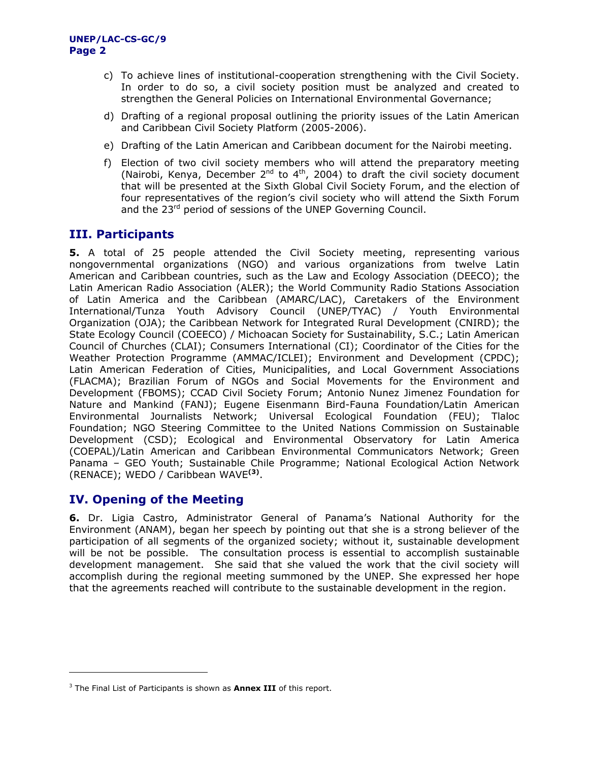c) To achieve lines of institutional-cooperation strengthening with the Civil Society. In order to do so, a civil society position must be analyzed and created to strengthen the General Policies on International Environmental Governance;

d) Drafting of a regional proposal outlining the priority issues of the Latin American and Caribbean Civil Society Platform (2005-2006).

e) Drafting of the Latin American and Caribbean document for the Nairobi meeting.

f) Election of two civil society members who will attend the preparatory meeting (Nairobi, Kenya, December 2$^{nd}$ to 4$^{th}$, 2004) to draft the civil society document that will be presented at the Sixth Global Civil Society Forum, and the election of four representatives of the region's civil society who will attend the Sixth Forum and the 23$^{rd}$ period of sessions of the UNEP Governing Council.

## III. Participants

**5.** A total of 25 people attended the Civil Society meeting, representing various nongovernmental organizations (NGO) and various organizations from twelve Latin American and Caribbean countries, such as the Law and Ecology Association (DEECO); the Latin American Radio Association (ALER); the World Community Radio Stations Association of Latin America and the Caribbean (AMARC/LAC), Caretakers of the Environment International/Tunza Youth Advisory Council (UNEP/TYAC) / Youth Environmental Organization (OJA); the Caribbean Network for Integrated Rural Development (CNIRD); the State Ecology Council (COEECO) / Michoacan Society for Sustainability, S.C.; Latin American Council of Churches (CLAI); Consumers International (CI); Coordinator of the Cities for the Weather Protection Programme (AMMAC/ICLEI); Environment and Development (CPDC); Latin American Federation of Cities, Municipalities, and Local Government Associations (FLACMA); Brazilian Forum of NGOs and Social Movements for the Environment and Development (FBOMS); CCAD Civil Society Forum; Antonio Nunez Jimenez Foundation for Nature and Mankind (FANJ); Eugene Eisenmann Bird-Fauna Foundation/Latin American Environmental Journalists Network; Universal Ecological Foundation (FEU); Tlaloc Foundation; NGO Steering Committee to the United Nations Commission on Sustainable Development (CSD); Ecological and Environmental Observatory for Latin America (COEPAL)/Latin American and Caribbean Environmental Communicators Network; Green Panama – GEO Youth; Sustainable Chile Programme; National Ecological Action Network (RENACE); WEDO / Caribbean WAVE[3].

## IV. Opening of the Meeting

**6.** Dr. Ligia Castro, Administrator General of Panama's National Authority for the Environment (ANAM), began her speech by pointing out that she is a strong believer of the participation of all segments of the organized society; without it, sustainable development will be not be possible. The consultation process is essential to accomplish sustainable development management. She said that she valued the work that the civil society will accomplish during the regional meeting summoned by the UNEP. She expressed her hope that the agreements reached will contribute to the sustainable development in the region.

---

[3] The Final List of Participants is shown as **Annex III** of this report.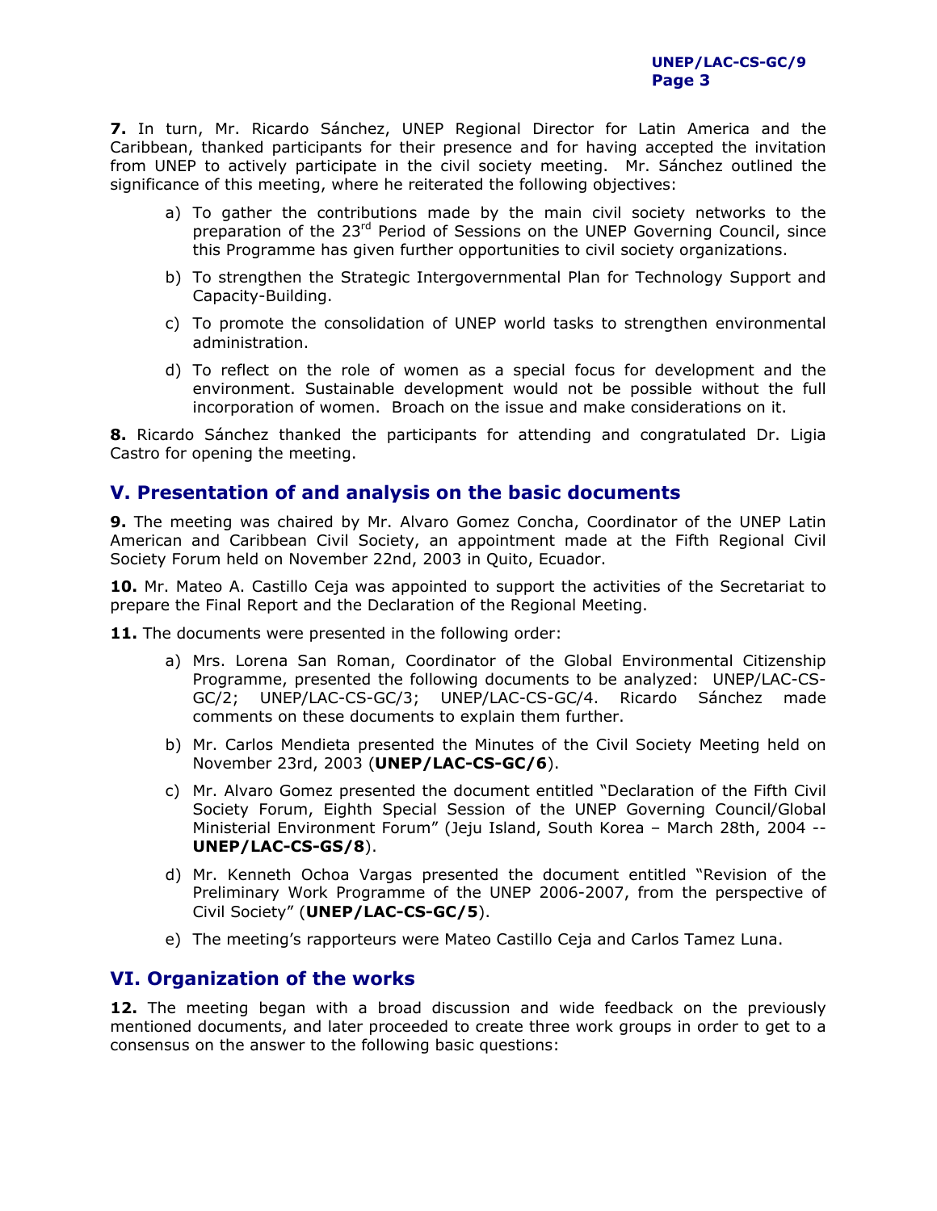**7.** In turn, Mr. Ricardo Sánchez, UNEP Regional Director for Latin America and the Caribbean, thanked participants for their presence and for having accepted the invitation from UNEP to actively participate in the civil society meeting. Mr. Sánchez outlined the significance of this meeting, where he reiterated the following objectives:

a) To gather the contributions made by the main civil society networks to the preparation of the 23rd Period of Sessions on the UNEP Governing Council, since this Programme has given further opportunities to civil society organizations.

b) To strengthen the Strategic Intergovernmental Plan for Technology Support and Capacity-Building.

c) To promote the consolidation of UNEP world tasks to strengthen environmental administration.

d) To reflect on the role of women as a special focus for development and the environment. Sustainable development would not be possible without the full incorporation of women. Broach on the issue and make considerations on it.

**8.** Ricardo Sánchez thanked the participants for attending and congratulated Dr. Ligia Castro for opening the meeting.

## V. Presentation of and analysis on the basic documents

**9.** The meeting was chaired by Mr. Alvaro Gomez Concha, Coordinator of the UNEP Latin American and Caribbean Civil Society, an appointment made at the Fifth Regional Civil Society Forum held on November 22nd, 2003 in Quito, Ecuador.

**10.** Mr. Mateo A. Castillo Ceja was appointed to support the activities of the Secretariat to prepare the Final Report and the Declaration of the Regional Meeting.

**11.** The documents were presented in the following order:

a) Mrs. Lorena San Roman, Coordinator of the Global Environmental Citizenship Programme, presented the following documents to be analyzed: UNEP/LAC-CS-GC/2; UNEP/LAC-CS-GC/3; UNEP/LAC-CS-GC/4. Ricardo Sánchez made comments on these documents to explain them further.

b) Mr. Carlos Mendieta presented the Minutes of the Civil Society Meeting held on November 23rd, 2003 (**UNEP/LAC-CS-GC/6**).

c) Mr. Alvaro Gomez presented the document entitled "Declaration of the Fifth Civil Society Forum, Eighth Special Session of the UNEP Governing Council/Global Ministerial Environment Forum" (Jeju Island, South Korea – March 28th, 2004 -- **UNEP/LAC-CS-GS/8**).

d) Mr. Kenneth Ochoa Vargas presented the document entitled "Revision of the Preliminary Work Programme of the UNEP 2006-2007, from the perspective of Civil Society" (**UNEP/LAC-CS-GC/5**).

e) The meeting's rapporteurs were Mateo Castillo Ceja and Carlos Tamez Luna.

## VI. Organization of the works

**12.** The meeting began with a broad discussion and wide feedback on the previously mentioned documents, and later proceeded to create three work groups in order to get to a consensus on the answer to the following basic questions: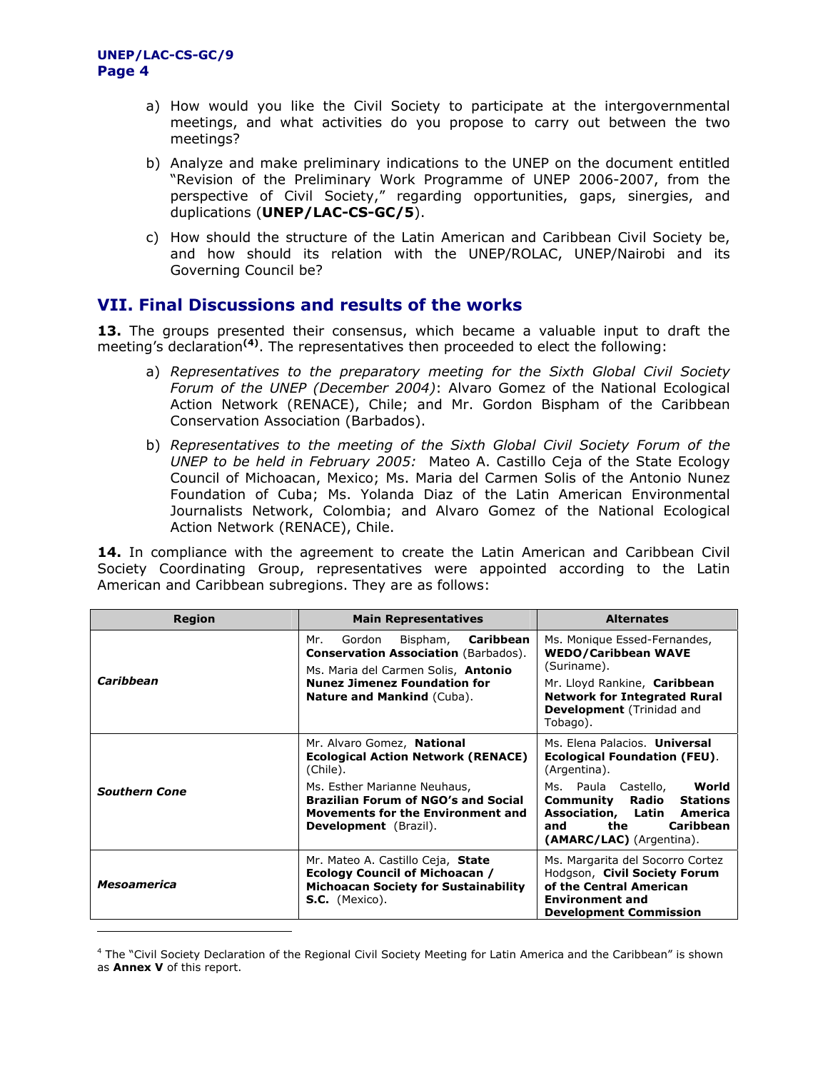a) How would you like the Civil Society to participate at the intergovernmental meetings, and what activities do you propose to carry out between the two meetings?

b) Analyze and make preliminary indications to the UNEP on the document entitled "Revision of the Preliminary Work Programme of UNEP 2006-2007, from the perspective of Civil Society," regarding opportunities, gaps, sinergies, and duplications (**UNEP/LAC-CS-GC/5**).

c) How should the structure of the Latin American and Caribbean Civil Society be, and how should its relation with the UNEP/ROLAC, UNEP/Nairobi and its Governing Council be?

## VII. Final Discussions and results of the works

**13.** The groups presented their consensus, which became a valuable input to draft the meeting's declaration[(4)]. The representatives then proceeded to elect the following:

a) *Representatives to the preparatory meeting for the Sixth Global Civil Society Forum of the UNEP (December 2004)*: Alvaro Gomez of the National Ecological Action Network (RENACE), Chile; and Mr. Gordon Bispham of the Caribbean Conservation Association (Barbados).

b) *Representatives to the meeting of the Sixth Global Civil Society Forum of the UNEP to be held in February 2005:* Mateo A. Castillo Ceja of the State Ecology Council of Michoacan, Mexico; Ms. Maria del Carmen Solis of the Antonio Nunez Foundation of Cuba; Ms. Yolanda Diaz of the Latin American Environmental Journalists Network, Colombia; and Alvaro Gomez of the National Ecological Action Network (RENACE), Chile.

**14.** In compliance with the agreement to create the Latin American and Caribbean Civil Society Coordinating Group, representatives were appointed according to the Latin American and Caribbean subregions. They are as follows:

| Region | Main Representatives | Alternates |
|---|---|---|
| ***Caribbean*** | Mr. Gordon Bispham, **Caribbean Conservation Association** (Barbados).<br>Ms. Maria del Carmen Solis, **Antonio Nunez Jimenez Foundation for Nature and Mankind** (Cuba). | Ms. Monique Essed-Fernandes, **WEDO/Caribbean WAVE** (Suriname).<br>Mr. Lloyd Rankine, **Caribbean Network for Integrated Rural Development** (Trinidad and Tobago). |
| ***Southern Cone*** | Mr. Alvaro Gomez, **National Ecological Action Network (RENACE)** (Chile).<br>Ms. Esther Marianne Neuhaus, **Brazilian Forum of NGO's and Social Movements for the Environment and Development** (Brazil). | Ms. Elena Palacios. **Universal Ecological Foundation (FEU)**. (Argentina).<br>Ms. Paula Castello, **World Community Radio Stations Association, Latin America and the Caribbean (AMARC/LAC)** (Argentina). |
| ***Mesoamerica*** | Mr. Mateo A. Castillo Ceja, **State Ecology Council of Michoacan / Michoacan Society for Sustainability S.C.** (Mexico). | Ms. Margarita del Socorro Cortez Hodgson, **Civil Society Forum of the Central American Environment and Development Commission** |

[4] The "Civil Society Declaration of the Regional Civil Society Meeting for Latin America and the Caribbean" is shown as **Annex V** of this report.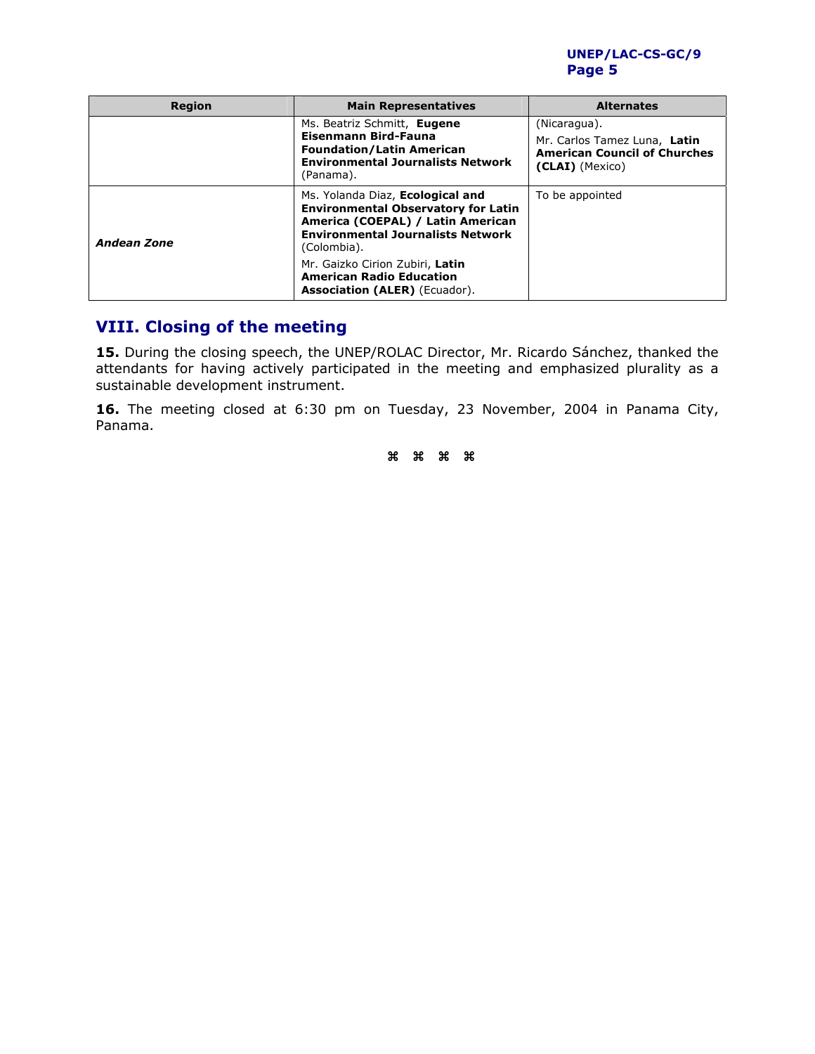| Region | Main Representatives | Alternates |
|---|---|---|
| | Ms. Beatriz Schmitt, **Eugene Eisenmann Bird-Fauna Foundation/Latin American Environmental Journalists Network** (Panama). | (Nicaragua). Mr. Carlos Tamez Luna, **Latin American Council of Churches (CLAI)** (Mexico) |
| ***Andean Zone*** | Ms. Yolanda Diaz, **Ecological and Environmental Observatory for Latin America (COEPAL) / Latin American Environmental Journalists Network** (Colombia). Mr. Gaizko Cirion Zubiri, **Latin American Radio Education Association (ALER)** (Ecuador). | To be appointed |

## VIII. Closing of the meeting

**15.** During the closing speech, the UNEP/ROLAC Director, Mr. Ricardo Sánchez, thanked the attendants for having actively participated in the meeting and emphasized plurality as a sustainable development instrument.

**16.** The meeting closed at 6:30 pm on Tuesday, 23 November, 2004 in Panama City, Panama.

⌘ ⌘ ⌘ ⌘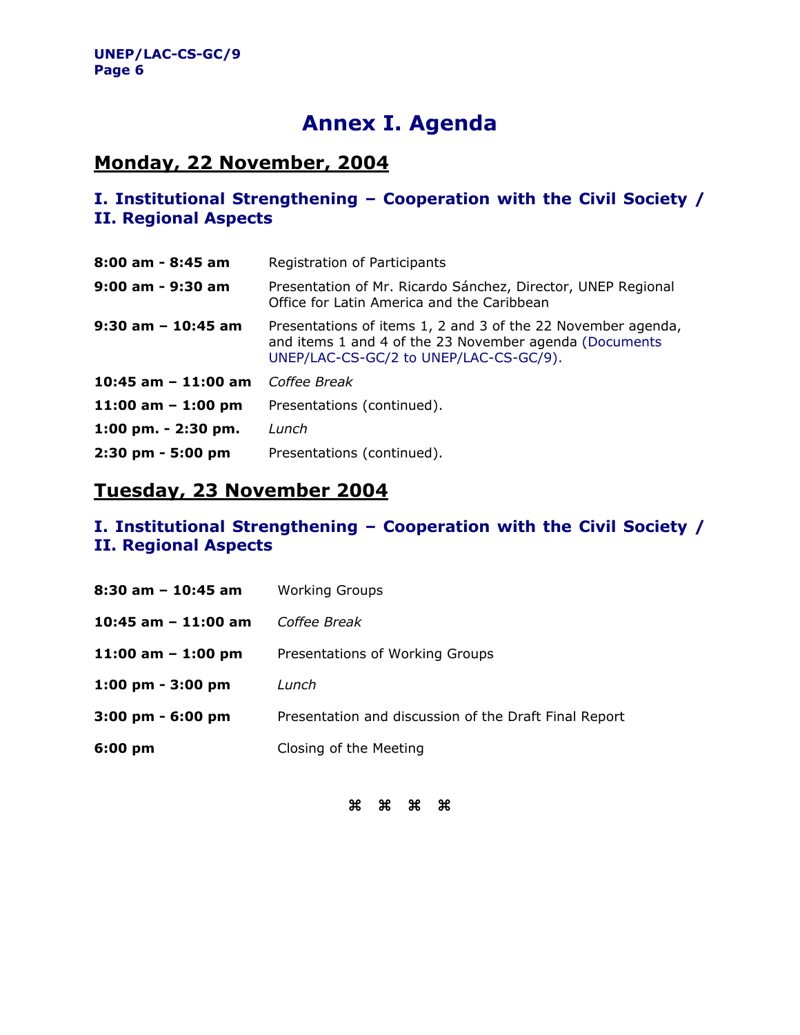# Annex I. Agenda

## Monday, 22 November, 2004

### I. Institutional Strengthening – Cooperation with the Civil Society / II. Regional Aspects

| | |
|---|---|
| **8:00 am - 8:45 am** | Registration of Participants |
| **9:00 am - 9:30 am** | Presentation of Mr. Ricardo Sánchez, Director, UNEP Regional Office for Latin America and the Caribbean |
| **9:30 am – 10:45 am** | Presentations of items 1, 2 and 3 of the 22 November agenda, and items 1 and 4 of the 23 November agenda (Documents UNEP/LAC-CS-GC/2 to UNEP/LAC-CS-GC/9). |
| **10:45 am – 11:00 am** | *Coffee Break* |
| **11:00 am – 1:00 pm** | Presentations (continued). |
| **1:00 pm. - 2:30 pm.** | *Lunch* |
| **2:30 pm - 5:00 pm** | Presentations (continued). |

## Tuesday, 23 November 2004

### I. Institutional Strengthening – Cooperation with the Civil Society / II. Regional Aspects

| | |
|---|---|
| **8:30 am – 10:45 am** | Working Groups |
| **10:45 am – 11:00 am** | *Coffee Break* |
| **11:00 am – 1:00 pm** | Presentations of Working Groups |
| **1:00 pm - 3:00 pm** | *Lunch* |
| **3:00 pm - 6:00 pm** | Presentation and discussion of the Draft Final Report |
| **6:00 pm** | Closing of the Meeting |

⌘ ⌘ ⌘ ⌘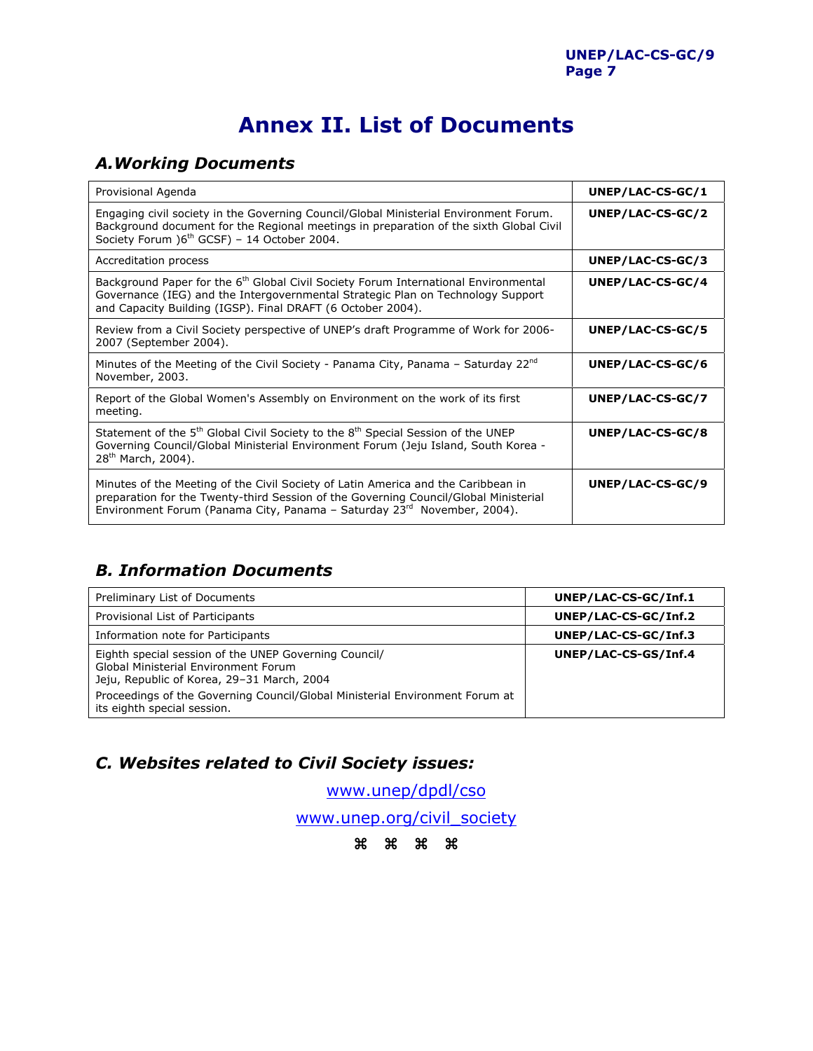# Annex II. List of Documents

## *A. Working Documents*

| | |
|---|---|
| Provisional Agenda | **UNEP/LAC-CS-GC/1** |
| Engaging civil society in the Governing Council/Global Ministerial Environment Forum. Background document for the Regional meetings in preparation of the sixth Global Civil Society Forum )6th GCSF) – 14 October 2004. | **UNEP/LAC-CS-GC/2** |
| Accreditation process | **UNEP/LAC-CS-GC/3** |
| Background Paper for the 6th Global Civil Society Forum International Environmental Governance (IEG) and the Intergovernmental Strategic Plan on Technology Support and Capacity Building (IGSP). Final DRAFT (6 October 2004). | **UNEP/LAC-CS-GC/4** |
| Review from a Civil Society perspective of UNEP's draft Programme of Work for 2006-2007 (September 2004). | **UNEP/LAC-CS-GC/5** |
| Minutes of the Meeting of the Civil Society - Panama City, Panama – Saturday 22nd November, 2003. | **UNEP/LAC-CS-GC/6** |
| Report of the Global Women's Assembly on Environment on the work of its first meeting. | **UNEP/LAC-CS-GC/7** |
| Statement of the 5th Global Civil Society to the 8th Special Session of the UNEP Governing Council/Global Ministerial Environment Forum (Jeju Island, South Korea - 28th March, 2004). | **UNEP/LAC-CS-GC/8** |
| Minutes of the Meeting of the Civil Society of Latin America and the Caribbean in preparation for the Twenty-third Session of the Governing Council/Global Ministerial Environment Forum (Panama City, Panama – Saturday 23rd November, 2004). | **UNEP/LAC-CS-GC/9** |

## *B. Information Documents*

| | |
|---|---|
| Preliminary List of Documents | **UNEP/LAC-CS-GC/Inf.1** |
| Provisional List of Participants | **UNEP/LAC-CS-GC/Inf.2** |
| Information note for Participants | **UNEP/LAC-CS-GC/Inf.3** |
| Eighth special session of the UNEP Governing Council/ Global Ministerial Environment Forum Jeju, Republic of Korea, 29–31 March, 2004<br>Proceedings of the Governing Council/Global Ministerial Environment Forum at its eighth special session. | **UNEP/LAC-CS-GS/Inf.4** |

## *C. Websites related to Civil Society issues:*

www.unep/dpdl/cso

www.unep.org/civil_society

⌘ ⌘ ⌘ ⌘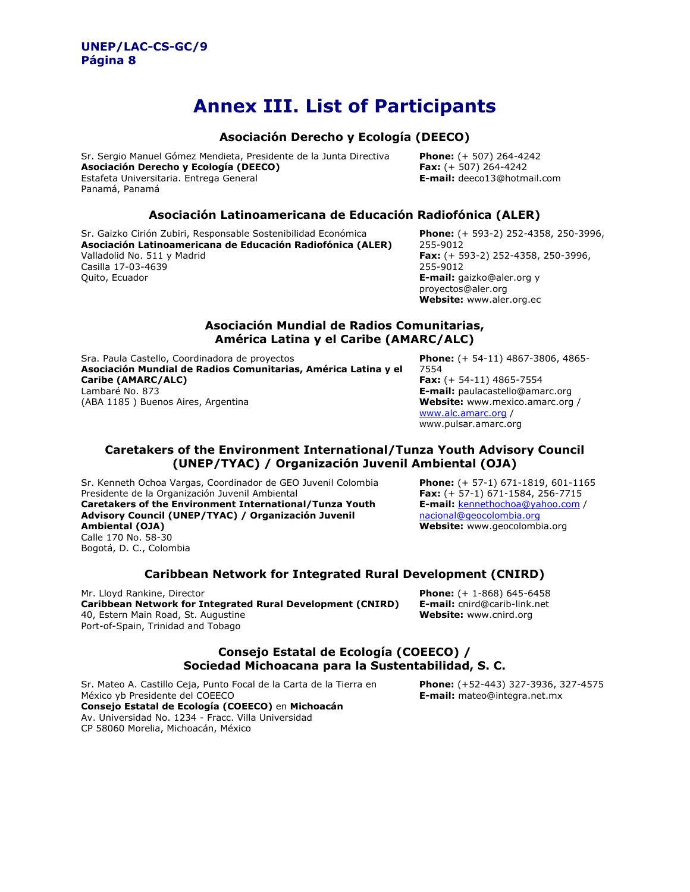# Annex III. List of Participants

### Asociación Derecho y Ecología (DEECO)

Sr. Sergio Manuel Gómez Mendieta, Presidente de la Junta Directiva
**Asociación Derecho y Ecología (DEECO)**
Estafeta Universitaria. Entrega General
Panamá, Panamá

**Phone:** (+ 507) 264-4242
**Fax:** (+ 507) 264-4242
**E-mail:** deeco13@hotmail.com

### Asociación Latinoamericana de Educación Radiofónica (ALER)

Sr. Gaizko Cirión Zubiri, Responsable Sostenibilidad Económica
**Asociación Latinoamericana de Educación Radiofónica (ALER)**
Valladolid No. 511 y Madrid
Casilla 17-03-4639
Quito, Ecuador

**Phone:** (+ 593-2) 252-4358, 250-3996, 255-9012
**Fax:** (+ 593-2) 252-4358, 250-3996, 255-9012
**E-mail:** gaizko@aler.org y proyectos@aler.org
**Website:** www.aler.org.ec

### Asociación Mundial de Radios Comunitarias, América Latina y el Caribe (AMARC/ALC)

Sra. Paula Castello, Coordinadora de proyectos
**Asociación Mundial de Radios Comunitarias, América Latina y el Caribe (AMARC/ALC)**
Lambaré No. 873
(ABA 1185 ) Buenos Aires, Argentina

**Phone:** (+ 54-11) 4867-3806, 4865-7554
**Fax:** (+ 54-11) 4865-7554
**E-mail:** paulacastello@amarc.org
**Website:** www.mexico.amarc.org / www.alc.amarc.org / www.pulsar.amarc.org

### Caretakers of the Environment International/Tunza Youth Advisory Council (UNEP/TYAC) / Organización Juvenil Ambiental (OJA)

Sr. Kenneth Ochoa Vargas, Coordinador de GEO Juvenil Colombia
Presidente de la Organización Juvenil Ambiental
**Caretakers of the Environment International/Tunza Youth Advisory Council (UNEP/TYAC) / Organización Juvenil Ambiental (OJA)**
Calle 170 No. 58-30
Bogotá, D. C., Colombia

**Phone:** (+ 57-1) 671-1819, 601-1165
**Fax:** (+ 57-1) 671-1584, 256-7715
**E-mail:** kennethochoa@yahoo.com / nacional@geocolombia.org
**Website:** www.geocolombia.org

### Caribbean Network for Integrated Rural Development (CNIRD)

Mr. Lloyd Rankine, Director
**Caribbean Network for Integrated Rural Development (CNIRD)**
40, Estern Main Road, St. Augustine
Port-of-Spain, Trinidad and Tobago

**Phone:** (+ 1-868) 645-6458
**E-mail:** cnird@carib-link.net
**Website:** www.cnird.org

### Consejo Estatal de Ecología (COEECO) / Sociedad Michoacana para la Sustentabilidad, S. C.

Sr. Mateo A. Castillo Ceja, Punto Focal de la Carta de la Tierra en México yb Presidente del COEECO
**Consejo Estatal de Ecología (COEECO)** en **Michoacán**
Av. Universidad No. 1234 - Fracc. Villa Universidad
CP 58060 Morelia, Michoacán, México

**Phone:** (+52-443) 327-3936, 327-4575
**E-mail:** mateo@integra.net.mx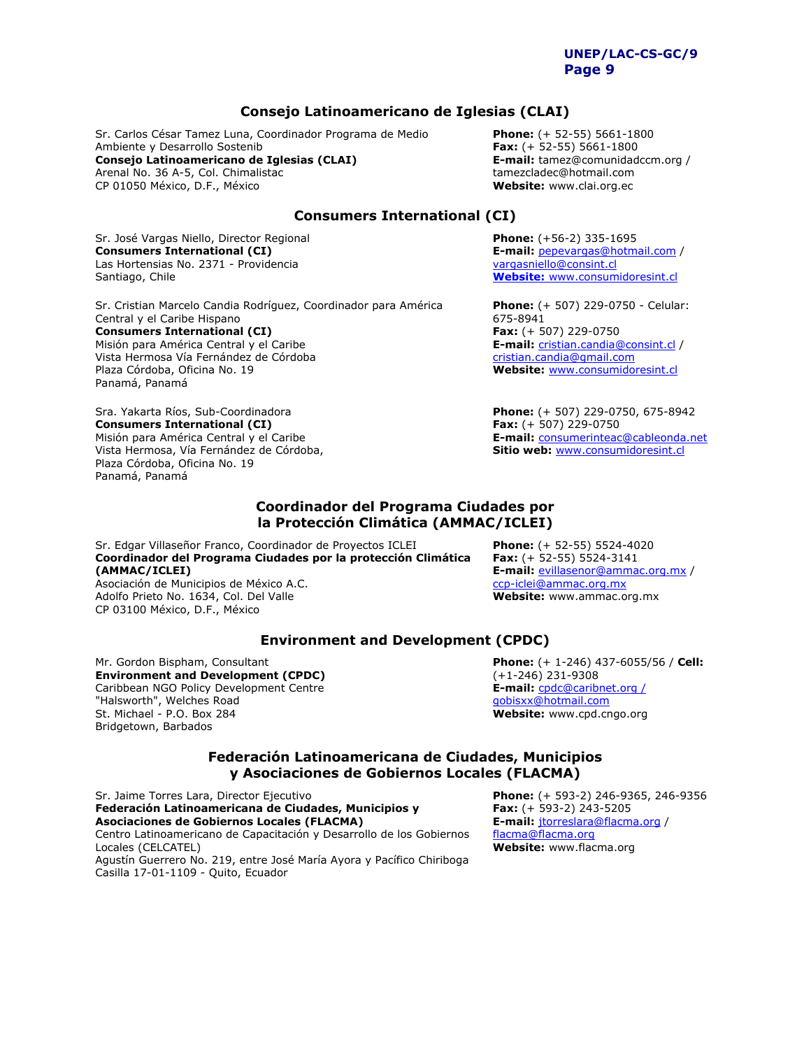## Consejo Latinoamericano de Iglesias (CLAI)

Sr. Carlos César Tamez Luna, Coordinador Programa de Medio Ambiente y Desarrollo Sostenib
**Consejo Latinoamericano de Iglesias (CLAI)**
Arenal No. 36 A-5, Col. Chimalistac
CP 01050 México, D.F., México

**Phone:** (+ 52-55) 5661-1800
**Fax:** (+ 52-55) 5661-1800
**E-mail:** tamez@comunidadccm.org / tamezcladec@hotmail.com
**Website:** www.clai.org.ec

## Consumers International (CI)

Sr. José Vargas Niello, Director Regional
**Consumers International (CI)**
Las Hortensias No. 2371 - Providencia
Santiago, Chile

**Phone:** (+56-2) 335-1695
**E-mail:** pepevargas@hotmail.com / vargasniello@consint.cl
**Website:** www.consumidoresint.cl

Sr. Cristian Marcelo Candia Rodríguez, Coordinador para América Central y el Caribe Hispano
**Consumers International (CI)**
Misión para América Central y el Caribe
Vista Hermosa Vía Fernández de Córdoba
Plaza Córdoba, Oficina No. 19
Panamá, Panamá

**Phone:** (+ 507) 229-0750 - Celular: 675-8941
**Fax:** (+ 507) 229-0750
**E-mail:** cristian.candia@consint.cl / cristian.candia@gmail.com
**Website:** www.consumidoresint.cl

Sra. Yakarta Ríos, Sub-Coordinadora
**Consumers International (CI)**
Misión para América Central y el Caribe
Vista Hermosa, Vía Fernández de Córdoba,
Plaza Córdoba, Oficina No. 19
Panamá, Panamá

**Phone:** (+ 507) 229-0750, 675-8942
**Fax:** (+ 507) 229-0750
**E-mail:** consumerinteac@cableonda.net
**Sitio web:** www.consumidoresint.cl

## Coordinador del Programa Ciudades por la Protección Climática (AMMAC/ICLEI)

Sr. Edgar Villaseñor Franco, Coordinador de Proyectos ICLEI
**Coordinador del Programa Ciudades por la protección Climática (AMMAC/ICLEI)**
Asociación de Municipios de México A.C.
Adolfo Prieto No. 1634, Col. Del Valle
CP 03100 México, D.F., México

**Phone:** (+ 52-55) 5524-4020
**Fax:** (+ 52-55) 5524-3141
**E-mail:** evillasenor@ammac.org.mx / ccp-iclei@ammac.org.mx
**Website:** www.ammac.org.mx

## Environment and Development (CPDC)

Mr. Gordon Bispham, Consultant
**Environment and Development (CPDC)**
Caribbean NGO Policy Development Centre
"Halsworth", Welches Road
St. Michael - P.O. Box 284
Bridgetown, Barbados

**Phone:** (+ 1-246) 437-6055/56 / **Cell:** (+1-246) 231-9308
**E-mail:** cpdc@caribnet.org / gobisxx@hotmail.com
**Website:** www.cpd.cngo.org

## Federación Latinoamericana de Ciudades, Municipios y Asociaciones de Gobiernos Locales (FLACMA)

Sr. Jaime Torres Lara, Director Ejecutivo
**Federación Latinoamericana de Ciudades, Municipios y Asociaciones de Gobiernos Locales (FLACMA)**
Centro Latinoamericano de Capacitación y Desarrollo de los Gobiernos Locales (CELCATEL)
Agustín Guerrero No. 219, entre José María Ayora y Pacífico Chiriboga
Casilla 17-01-1109 - Quito, Ecuador

**Phone:** (+ 593-2) 246-9365, 246-9356
**Fax:** (+ 593-2) 243-5205
**E-mail:** jtorreslara@flacma.org / flacma@flacma.org
**Website:** www.flacma.org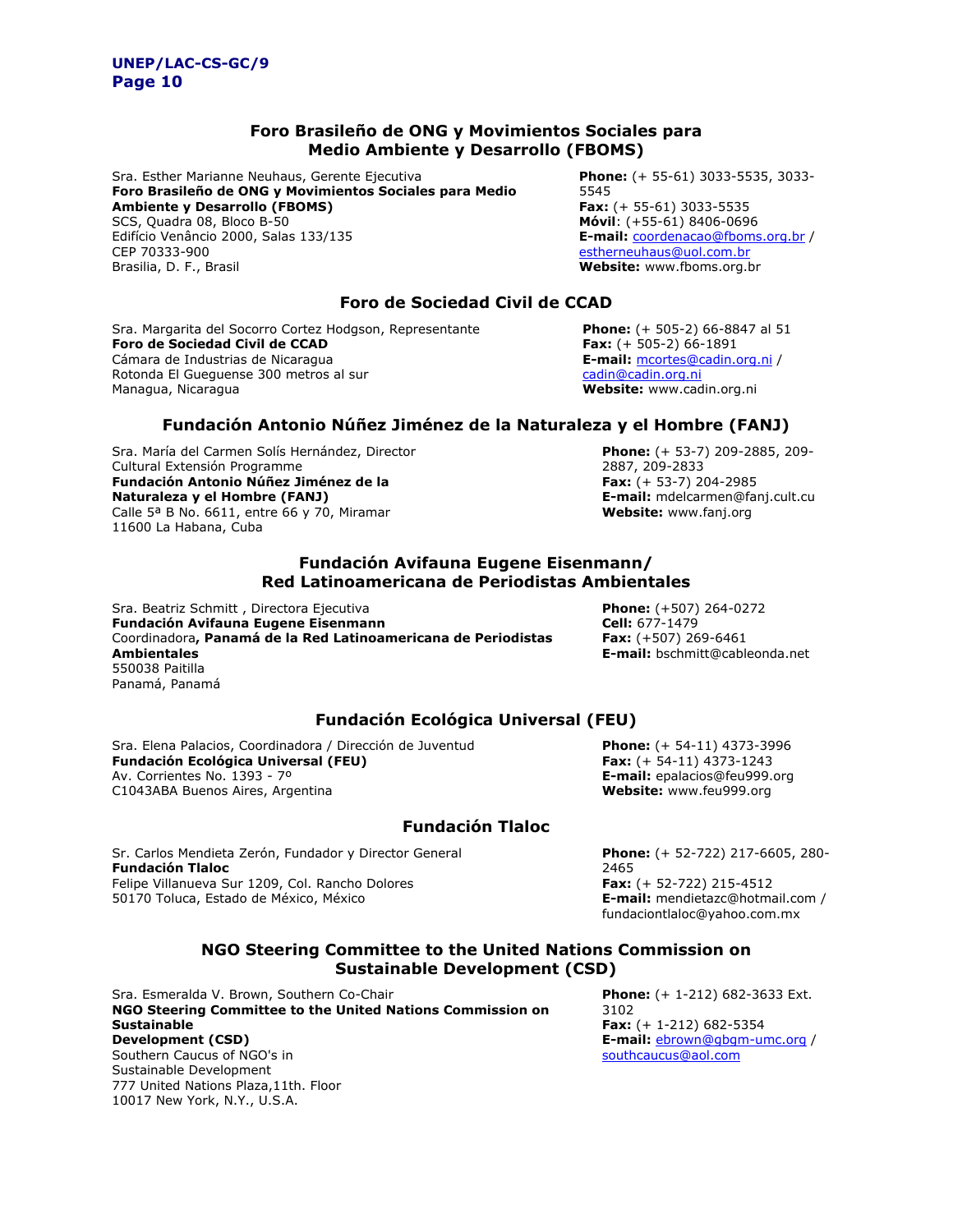## Foro Brasileño de ONG y Movimientos Sociales para Medio Ambiente y Desarrollo (FBOMS)

Sra. Esther Marianne Neuhaus, Gerente Ejecutiva
**Foro Brasileño de ONG y Movimientos Sociales para Medio Ambiente y Desarrollo (FBOMS)**
SCS, Quadra 08, Bloco B-50
Edifício Venâncio 2000, Salas 133/135
CEP 70333-900
Brasilia, D. F., Brasil

**Phone:** (+ 55-61) 3033-5535, 3033-5545
**Fax:** (+ 55-61) 3033-5535
**Móvil**: (+55-61) 8406-0696
**E-mail:** coordenacao@fboms.org.br / estherneuhaus@uol.com.br
**Website:** www.fboms.org.br

## Foro de Sociedad Civil de CCAD

Sra. Margarita del Socorro Cortez Hodgson, Representante
**Foro de Sociedad Civil de CCAD**
Cámara de Industrias de Nicaragua
Rotonda El Gueguense 300 metros al sur
Managua, Nicaragua

**Phone:** (+ 505-2) 66-8847 al 51
**Fax:** (+ 505-2) 66-1891
**E-mail:** mcortes@cadin.org.ni / cadin@cadin.org.ni
**Website:** www.cadin.org.ni

## Fundación Antonio Núñez Jiménez de la Naturaleza y el Hombre (FANJ)

Sra. María del Carmen Solís Hernández, Director
Cultural Extensión Programme
**Fundación Antonio Núñez Jiménez de la Naturaleza y el Hombre (FANJ)**
Calle 5ª B No. 6611, entre 66 y 70, Miramar
11600 La Habana, Cuba

**Phone:** (+ 53-7) 209-2885, 209-2887, 209-2833
**Fax:** (+ 53-7) 204-2985
**E-mail:** mdelcarmen@fanj.cult.cu
**Website:** www.fanj.org

## Fundación Avifauna Eugene Eisenmann/ Red Latinoamericana de Periodistas Ambientales

Sra. Beatriz Schmitt , Directora Ejecutiva
**Fundación Avifauna Eugene Eisenmann**
Coordinadora**, Panamá de la Red Latinoamericana de Periodistas Ambientales**
550038 Paitilla
Panamá, Panamá

**Phone:** (+507) 264-0272
**Cell:** 677-1479
**Fax:** (+507) 269-6461
**E-mail:** bschmitt@cableonda.net

## Fundación Ecológica Universal (FEU)

Sra. Elena Palacios, Coordinadora / Dirección de Juventud
**Fundación Ecológica Universal (FEU)**
Av. Corrientes No. 1393 - 7º
C1043ABA Buenos Aires, Argentina

**Phone:** (+ 54-11) 4373-3996
**Fax:** (+ 54-11) 4373-1243
**E-mail:** epalacios@feu999.org
**Website:** www.feu999.org

## Fundación Tlaloc

Sr. Carlos Mendieta Zerón, Fundador y Director General
**Fundación Tlaloc**
Felipe Villanueva Sur 1209, Col. Rancho Dolores
50170 Toluca, Estado de México, México

**Phone:** (+ 52-722) 217-6605, 280-2465
**Fax:** (+ 52-722) 215-4512
**E-mail:** mendietazc@hotmail.com / fundaciontlaloc@yahoo.com.mx

## NGO Steering Committee to the United Nations Commission on Sustainable Development (CSD)

Sra. Esmeralda V. Brown, Southern Co-Chair
**NGO Steering Committee to the United Nations Commission on Sustainable Development (CSD)**
Southern Caucus of NGO's in Sustainable Development
777 United Nations Plaza,11th. Floor
10017 New York, N.Y., U.S.A.

**Phone:** (+ 1-212) 682-3633 Ext. 3102
**Fax:** (+ 1-212) 682-5354
**E-mail:** ebrown@gbgm-umc.org / southcaucus@aol.com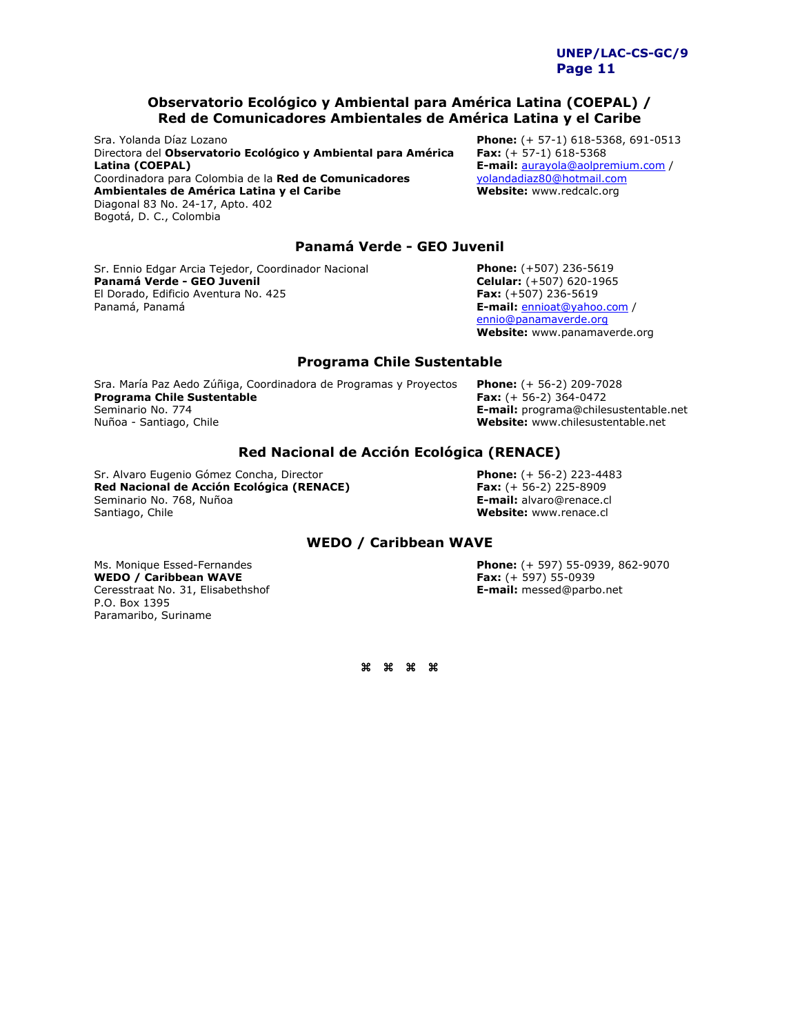### Observatorio Ecológico y Ambiental para América Latina (COEPAL) / Red de Comunicadores Ambientales de América Latina y el Caribe

Sra. Yolanda Díaz Lozano
Directora del **Observatorio Ecológico y Ambiental para América Latina (COEPAL)**
Coordinadora para Colombia de la **Red de Comunicadores Ambientales de América Latina y el Caribe**
Diagonal 83 No. 24-17, Apto. 402
Bogotá, D. C., Colombia

**Phone:** (+ 57-1) 618-5368, 691-0513
**Fax:** (+ 57-1) 618-5368
**E-mail:** aurayola@aolpremium.com / yolandadiaz80@hotmail.com
**Website:** www.redcalc.org

### Panamá Verde - GEO Juvenil

Sr. Ennio Edgar Arcia Tejedor, Coordinador Nacional
**Panamá Verde - GEO Juvenil**
El Dorado, Edificio Aventura No. 425
Panamá, Panamá

**Phone:** (+507) 236-5619
**Celular:** (+507) 620-1965
**Fax:** (+507) 236-5619
**E-mail:** ennioat@yahoo.com / ennio@panamaverde.org
**Website:** www.panamaverde.org

### Programa Chile Sustentable

Sra. María Paz Aedo Zúñiga, Coordinadora de Programas y Proyectos
**Programa Chile Sustentable**
Seminario No. 774
Nuñoa - Santiago, Chile

**Phone:** (+ 56-2) 209-7028
**Fax:** (+ 56-2) 364-0472
**E-mail:** programa@chilesustentable.net
**Website:** www.chilesustentable.net

### Red Nacional de Acción Ecológica (RENACE)

Sr. Alvaro Eugenio Gómez Concha, Director
**Red Nacional de Acción Ecológica (RENACE)**
Seminario No. 768, Nuñoa
Santiago, Chile

**Phone:** (+ 56-2) 223-4483
**Fax:** (+ 56-2) 225-8909
**E-mail:** alvaro@renace.cl
**Website:** www.renace.cl

### WEDO / Caribbean WAVE

Ms. Monique Essed-Fernandes
**WEDO / Caribbean WAVE**
Ceresstraat No. 31, Elisabethshof
P.O. Box 1395
Paramaribo, Suriname

**Phone:** (+ 597) 55-0939, 862-9070
**Fax:** (+ 597) 55-0939
**E-mail:** messed@parbo.net

⌘ ⌘ ⌘ ⌘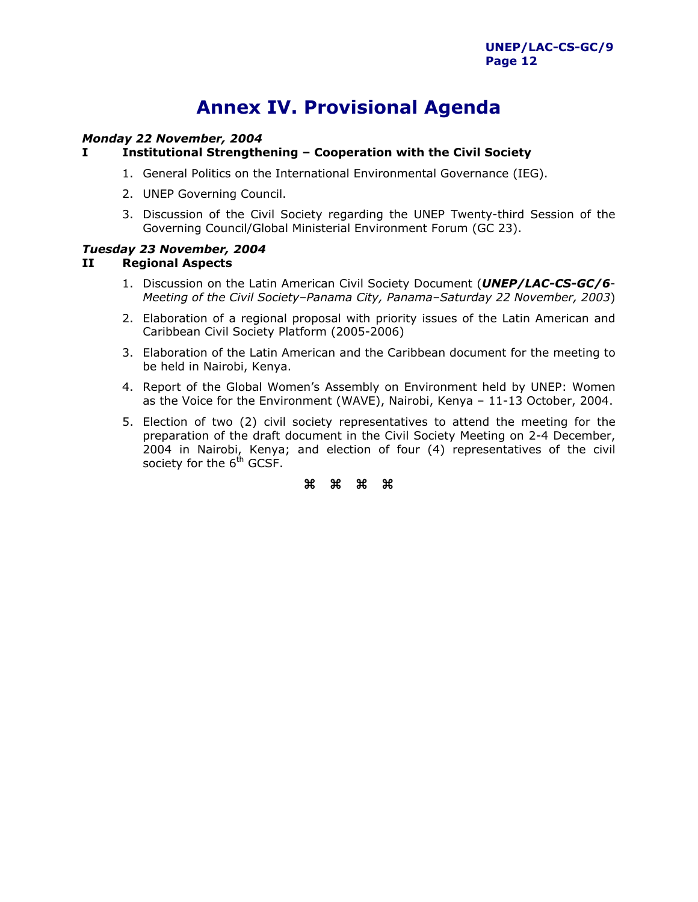# Annex IV. Provisional Agenda

***Monday 22 November, 2004***

**I Institutional Strengthening – Cooperation with the Civil Society**

1. General Politics on the International Environmental Governance (IEG).
2. UNEP Governing Council.
3. Discussion of the Civil Society regarding the UNEP Twenty-third Session of the Governing Council/Global Ministerial Environment Forum (GC 23).

***Tuesday 23 November, 2004***

**II Regional Aspects**

1. Discussion on the Latin American Civil Society Document (***UNEP/LAC-CS-GC/6****-Meeting of the Civil Society–Panama City, Panama–Saturday 22 November, 2003*)
2. Elaboration of a regional proposal with priority issues of the Latin American and Caribbean Civil Society Platform (2005-2006)
3. Elaboration of the Latin American and the Caribbean document for the meeting to be held in Nairobi, Kenya.
4. Report of the Global Women's Assembly on Environment held by UNEP: Women as the Voice for the Environment (WAVE), Nairobi, Kenya – 11-13 October, 2004.
5. Election of two (2) civil society representatives to attend the meeting for the preparation of the draft document in the Civil Society Meeting on 2-4 December, 2004 in Nairobi, Kenya; and election of four (4) representatives of the civil society for the 6th GCSF.

⌘ ⌘ ⌘ ⌘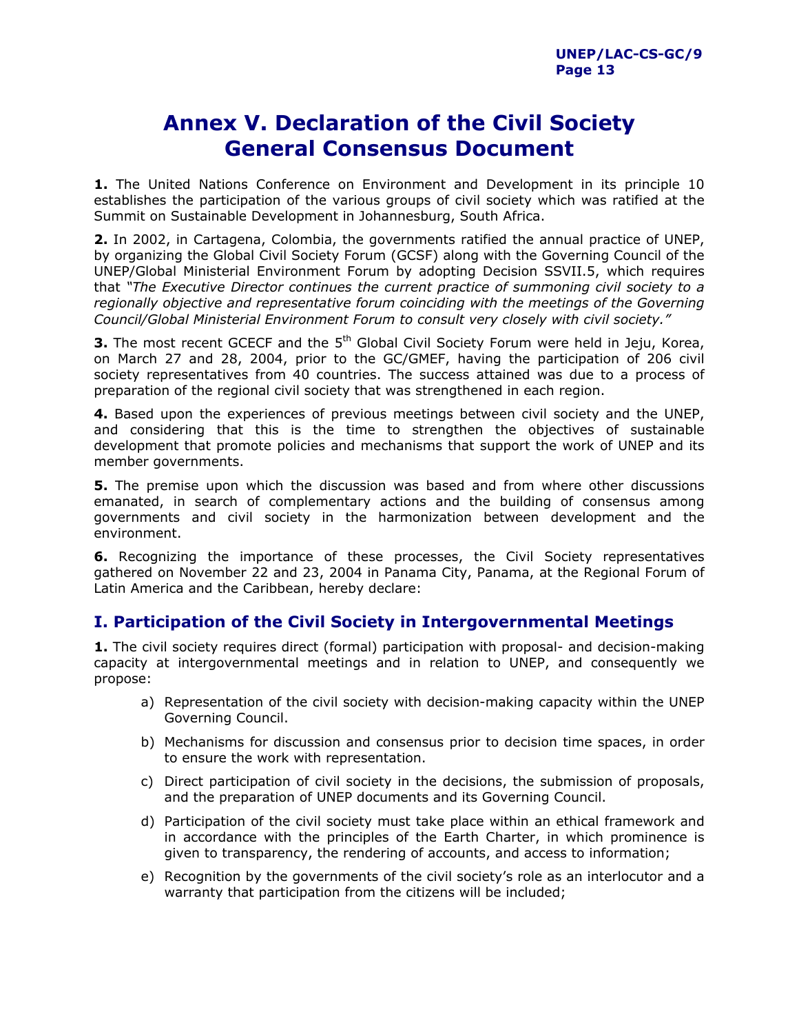# Annex V. Declaration of the Civil Society General Consensus Document

**1.** The United Nations Conference on Environment and Development in its principle 10 establishes the participation of the various groups of civil society which was ratified at the Summit on Sustainable Development in Johannesburg, South Africa.

**2.** In 2002, in Cartagena, Colombia, the governments ratified the annual practice of UNEP, by organizing the Global Civil Society Forum (GCSF) along with the Governing Council of the UNEP/Global Ministerial Environment Forum by adopting Decision SSVII.5, which requires that *"The Executive Director continues the current practice of summoning civil society to a regionally objective and representative forum coinciding with the meetings of the Governing Council/Global Ministerial Environment Forum to consult very closely with civil society."*

**3.** The most recent GCECF and the 5th Global Civil Society Forum were held in Jeju, Korea, on March 27 and 28, 2004, prior to the GC/GMEF, having the participation of 206 civil society representatives from 40 countries. The success attained was due to a process of preparation of the regional civil society that was strengthened in each region.

**4.** Based upon the experiences of previous meetings between civil society and the UNEP, and considering that this is the time to strengthen the objectives of sustainable development that promote policies and mechanisms that support the work of UNEP and its member governments.

**5.** The premise upon which the discussion was based and from where other discussions emanated, in search of complementary actions and the building of consensus among governments and civil society in the harmonization between development and the environment.

**6.** Recognizing the importance of these processes, the Civil Society representatives gathered on November 22 and 23, 2004 in Panama City, Panama, at the Regional Forum of Latin America and the Caribbean, hereby declare:

## I. Participation of the Civil Society in Intergovernmental Meetings

**1.** The civil society requires direct (formal) participation with proposal- and decision-making capacity at intergovernmental meetings and in relation to UNEP, and consequently we propose:

a) Representation of the civil society with decision-making capacity within the UNEP Governing Council.

b) Mechanisms for discussion and consensus prior to decision time spaces, in order to ensure the work with representation.

c) Direct participation of civil society in the decisions, the submission of proposals, and the preparation of UNEP documents and its Governing Council.

d) Participation of the civil society must take place within an ethical framework and in accordance with the principles of the Earth Charter, in which prominence is given to transparency, the rendering of accounts, and access to information;

e) Recognition by the governments of the civil society's role as an interlocutor and a warranty that participation from the citizens will be included;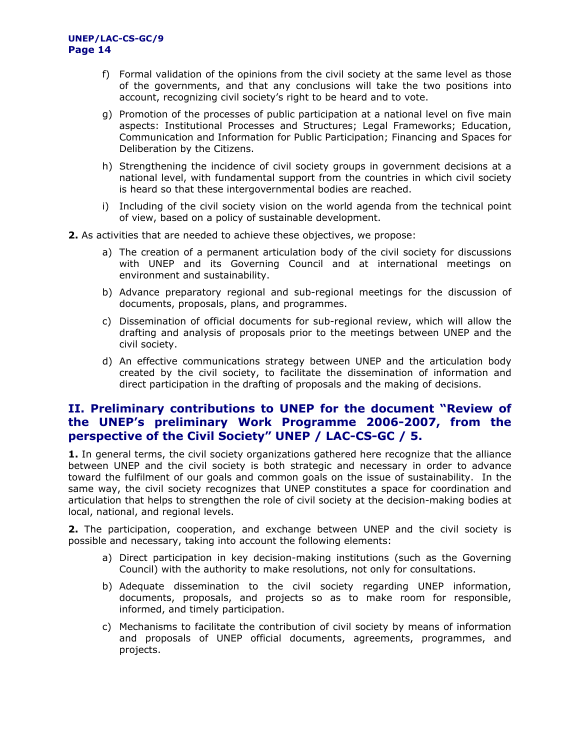f) Formal validation of the opinions from the civil society at the same level as those of the governments, and that any conclusions will take the two positions into account, recognizing civil society's right to be heard and to vote.

g) Promotion of the processes of public participation at a national level on five main aspects: Institutional Processes and Structures; Legal Frameworks; Education, Communication and Information for Public Participation; Financing and Spaces for Deliberation by the Citizens.

h) Strengthening the incidence of civil society groups in government decisions at a national level, with fundamental support from the countries in which civil society is heard so that these intergovernmental bodies are reached.

i) Including of the civil society vision on the world agenda from the technical point of view, based on a policy of sustainable development.

**2.** As activities that are needed to achieve these objectives, we propose:

a) The creation of a permanent articulation body of the civil society for discussions with UNEP and its Governing Council and at international meetings on environment and sustainability.

b) Advance preparatory regional and sub-regional meetings for the discussion of documents, proposals, plans, and programmes.

c) Dissemination of official documents for sub-regional review, which will allow the drafting and analysis of proposals prior to the meetings between UNEP and the civil society.

d) An effective communications strategy between UNEP and the articulation body created by the civil society, to facilitate the dissemination of information and direct participation in the drafting of proposals and the making of decisions.

## II. Preliminary contributions to UNEP for the document "Review of the UNEP's preliminary Work Programme 2006-2007, from the perspective of the Civil Society" UNEP / LAC-CS-GC / 5.

**1.** In general terms, the civil society organizations gathered here recognize that the alliance between UNEP and the civil society is both strategic and necessary in order to advance toward the fulfilment of our goals and common goals on the issue of sustainability. In the same way, the civil society recognizes that UNEP constitutes a space for coordination and articulation that helps to strengthen the role of civil society at the decision-making bodies at local, national, and regional levels.

**2.** The participation, cooperation, and exchange between UNEP and the civil society is possible and necessary, taking into account the following elements:

a) Direct participation in key decision-making institutions (such as the Governing Council) with the authority to make resolutions, not only for consultations.

b) Adequate dissemination to the civil society regarding UNEP information, documents, proposals, and projects so as to make room for responsible, informed, and timely participation.

c) Mechanisms to facilitate the contribution of civil society by means of information and proposals of UNEP official documents, agreements, programmes, and projects.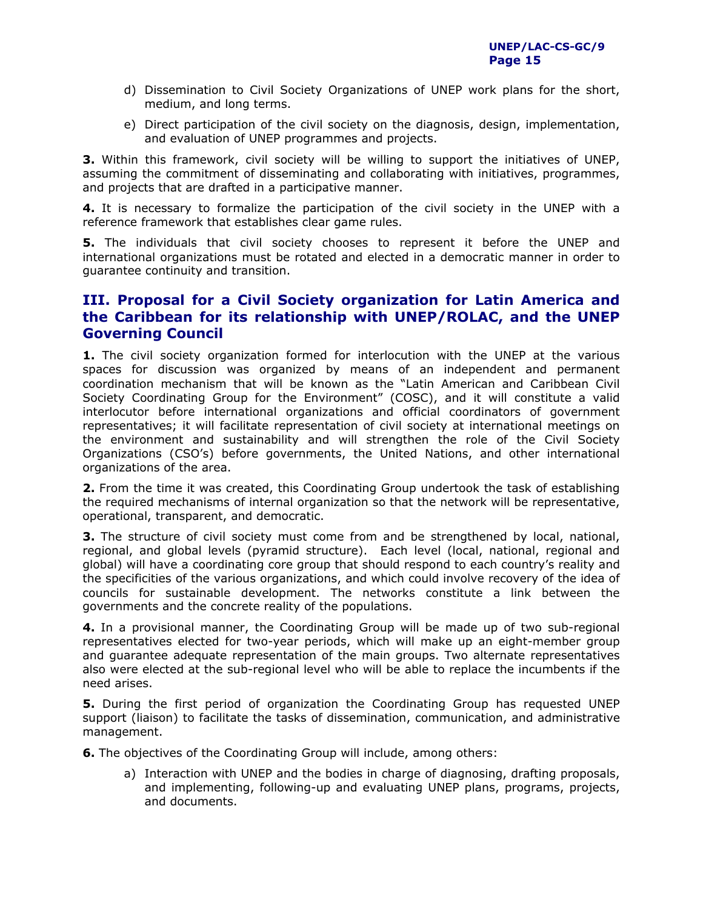d) Dissemination to Civil Society Organizations of UNEP work plans for the short, medium, and long terms.

e) Direct participation of the civil society on the diagnosis, design, implementation, and evaluation of UNEP programmes and projects.

**3.** Within this framework, civil society will be willing to support the initiatives of UNEP, assuming the commitment of disseminating and collaborating with initiatives, programmes, and projects that are drafted in a participative manner.

**4.** It is necessary to formalize the participation of the civil society in the UNEP with a reference framework that establishes clear game rules.

**5.** The individuals that civil society chooses to represent it before the UNEP and international organizations must be rotated and elected in a democratic manner in order to guarantee continuity and transition.

## III. Proposal for a Civil Society organization for Latin America and the Caribbean for its relationship with UNEP/ROLAC, and the UNEP Governing Council

**1.** The civil society organization formed for interlocution with the UNEP at the various spaces for discussion was organized by means of an independent and permanent coordination mechanism that will be known as the "Latin American and Caribbean Civil Society Coordinating Group for the Environment" (COSC), and it will constitute a valid interlocutor before international organizations and official coordinators of government representatives; it will facilitate representation of civil society at international meetings on the environment and sustainability and will strengthen the role of the Civil Society Organizations (CSO's) before governments, the United Nations, and other international organizations of the area.

**2.** From the time it was created, this Coordinating Group undertook the task of establishing the required mechanisms of internal organization so that the network will be representative, operational, transparent, and democratic.

**3.** The structure of civil society must come from and be strengthened by local, national, regional, and global levels (pyramid structure). Each level (local, national, regional and global) will have a coordinating core group that should respond to each country's reality and the specificities of the various organizations, and which could involve recovery of the idea of councils for sustainable development. The networks constitute a link between the governments and the concrete reality of the populations.

**4.** In a provisional manner, the Coordinating Group will be made up of two sub-regional representatives elected for two-year periods, which will make up an eight-member group and guarantee adequate representation of the main groups. Two alternate representatives also were elected at the sub-regional level who will be able to replace the incumbents if the need arises.

**5.** During the first period of organization the Coordinating Group has requested UNEP support (liaison) to facilitate the tasks of dissemination, communication, and administrative management.

**6.** The objectives of the Coordinating Group will include, among others:

a) Interaction with UNEP and the bodies in charge of diagnosing, drafting proposals, and implementing, following-up and evaluating UNEP plans, programs, projects, and documents.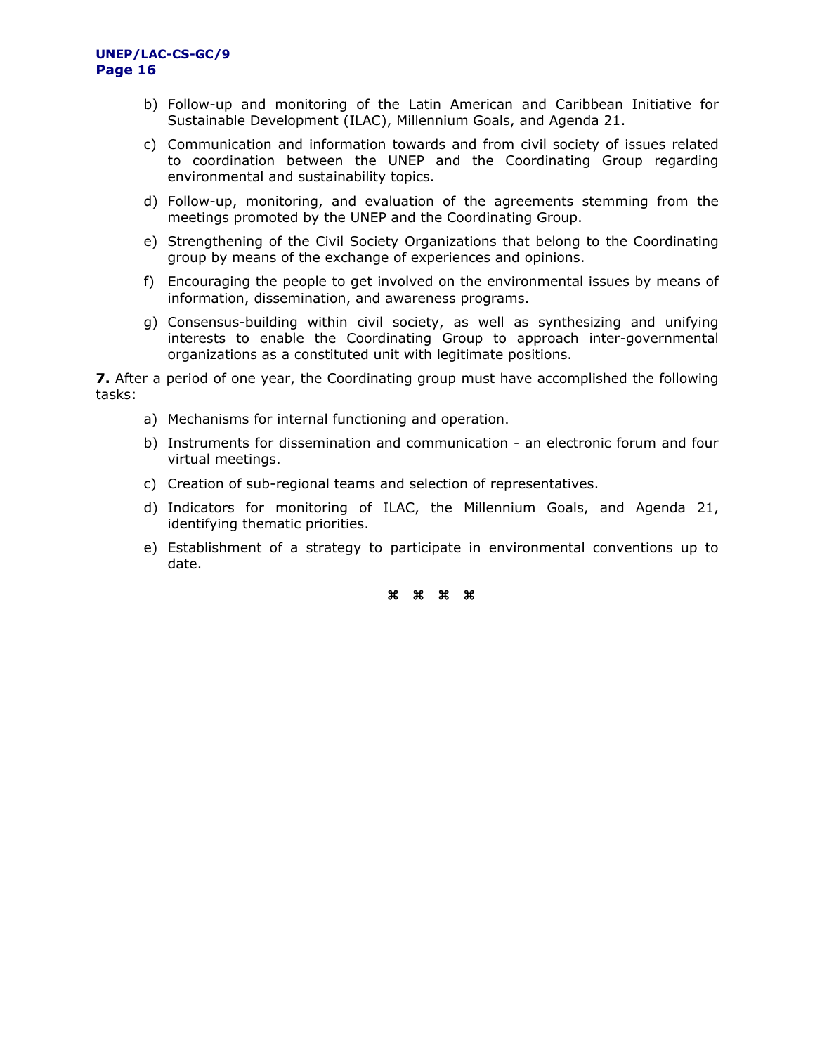b) Follow-up and monitoring of the Latin American and Caribbean Initiative for Sustainable Development (ILAC), Millennium Goals, and Agenda 21.

c) Communication and information towards and from civil society of issues related to coordination between the UNEP and the Coordinating Group regarding environmental and sustainability topics.

d) Follow-up, monitoring, and evaluation of the agreements stemming from the meetings promoted by the UNEP and the Coordinating Group.

e) Strengthening of the Civil Society Organizations that belong to the Coordinating group by means of the exchange of experiences and opinions.

f) Encouraging the people to get involved on the environmental issues by means of information, dissemination, and awareness programs.

g) Consensus-building within civil society, as well as synthesizing and unifying interests to enable the Coordinating Group to approach inter-governmental organizations as a constituted unit with legitimate positions.

**7.** After a period of one year, the Coordinating group must have accomplished the following tasks:

a) Mechanisms for internal functioning and operation.

b) Instruments for dissemination and communication - an electronic forum and four virtual meetings.

c) Creation of sub-regional teams and selection of representatives.

d) Indicators for monitoring of ILAC, the Millennium Goals, and Agenda 21, identifying thematic priorities.

e) Establishment of a strategy to participate in environmental conventions up to date.

⌘ ⌘ ⌘ ⌘